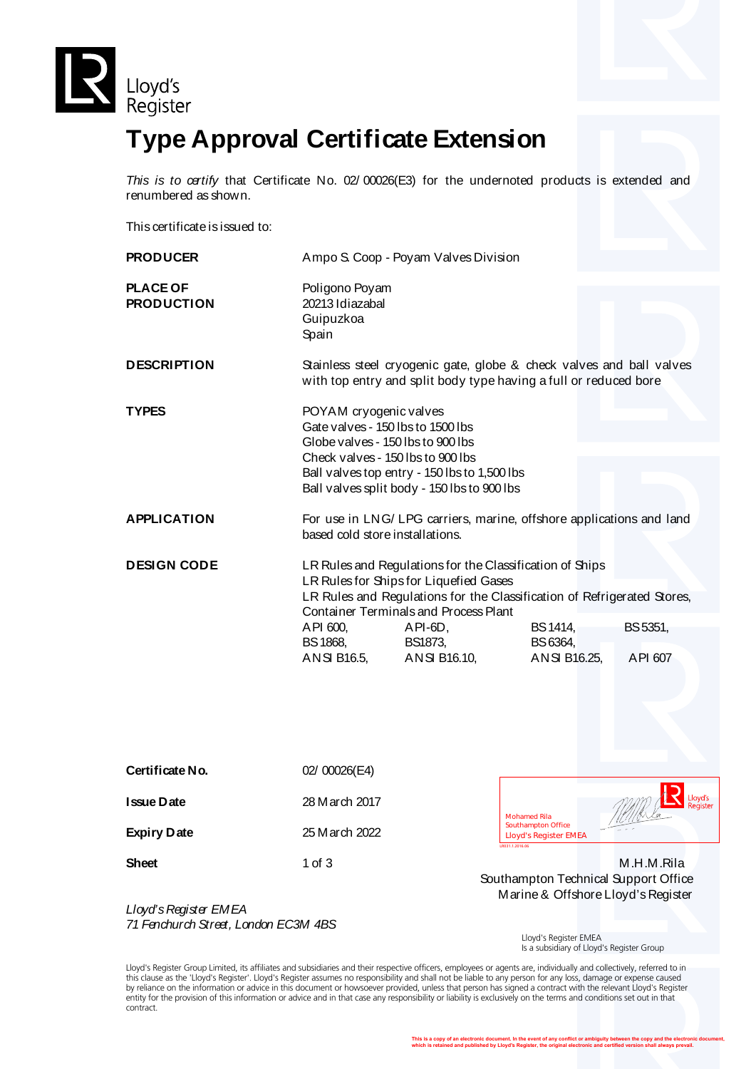Lloyd's Register

# Type Approval Certificate Extension

*This is to certify* that Certificate No. 02/00026(E3) for the undernoted products is extended and renumbered as shown.

This certificate is issued to:

**PRODUCER**
Ampo S. Coop - Poyam Valves Division

**PLACE OF PRODUCTION**
Poligono Poyam
20213 Idiazabal
Guipuzkoa
Spain

**DESCRIPTION**
Stainless steel cryogenic gate, globe & check valves and ball valves with top entry and split body type having a full or reduced bore

**TYPES**
POYAM cryogenic valves
Gate valves - 150 lbs to 1500 lbs
Globe valves - 150 lbs to 900 lbs
Check valves - 150 lbs to 900 lbs
Ball valves top entry - 150 lbs to 1,500 lbs
Ball valves split body - 150 lbs to 900 lbs

**APPLICATION**
For use in LNG/LPG carriers, marine, offshore applications and land based cold store installations.

**DESIGN CODE**
LR Rules and Regulations for the Classification of Ships
LR Rules for Ships for Liquefied Gases
LR Rules and Regulations for the Classification of Refrigerated Stores, Container Terminals and Process Plant
API 600, API-6D, BS 1414, BS 5351,
BS 1868, BS1873, BS 6364,
ANSI B16.5, ANSI B16.10, ANSI B16.25, API 607

**Certificate No.** 02/00026(E4)

**Issue Date** 28 March 2017

**Expiry Date** 25 March 2022

**Sheet** 1 of 3

Mohamed Rila
Southampton Office
Lloyd's Register EMEA

M.H.M.Rila
Southampton Technical Support Office
Marine & Offshore Lloyd's Register

*Lloyd's Register EMEA*
*71 Fenchurch Street, London EC3M 4BS*

Lloyd's Register EMEA
Is a subsidiary of Lloyd's Register Group

Lloyd's Register Group Limited, its affiliates and subsidiaries and their respective officers, employees or agents are, individually and collectively, referred to in this clause as the 'Lloyd's Register'. Lloyd's Register assumes no responsibility and shall not be liable to any person for any loss, damage or expense caused by reliance on the information or advice in this document or howsoever provided, unless that person has signed a contract with the relevant Lloyd's Register entity for the provision of this information or advice and in that case any responsibility or liability is exclusively on the terms and conditions set out in that contract.

This is a copy of an electronic document. In the event of any conflict or ambiguity between the copy and the electronic document, which is retained and published by Lloyd's Register, the original electronic and certified version shall always prevail.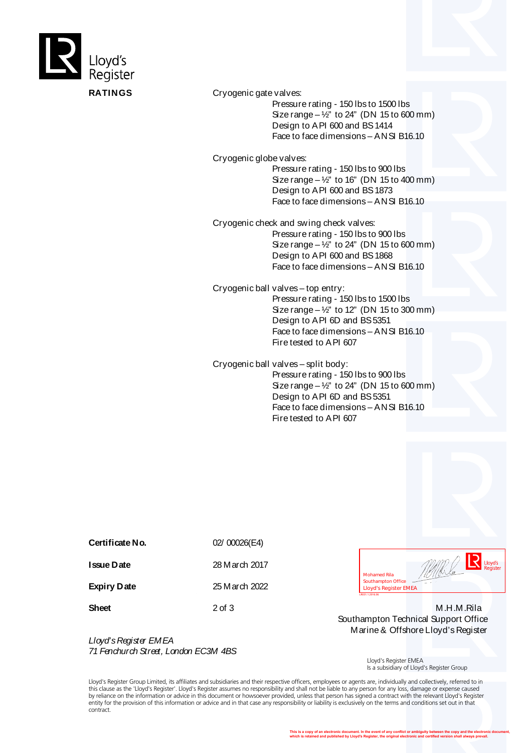Lloyd's Register

**RATINGS**

Cryogenic gate valves:

- Pressure rating - 150 lbs to 1500 lbs
- Size range – ½" to 24" (DN 15 to 600 mm)
- Design to API 600 and BS 1414
- Face to face dimensions – ANSI B16.10

Cryogenic globe valves:

- Pressure rating - 150 lbs to 900 lbs
- Size range – ½" to 16" (DN 15 to 400 mm)
- Design to API 600 and BS 1873
- Face to face dimensions – ANSI B16.10

Cryogenic check and swing check valves:

- Pressure rating - 150 lbs to 900 lbs
- Size range – ½" to 24" (DN 15 to 600 mm)
- Design to API 600 and BS 1868
- Face to face dimensions – ANSI B16.10

Cryogenic ball valves – top entry:

- Pressure rating - 150 lbs to 1500 lbs
- Size range – ½" to 12" (DN 15 to 300 mm)
- Design to API 6D and BS 5351
- Face to face dimensions – ANSI B16.10
- Fire tested to API 607

Cryogenic ball valves – split body:

- Pressure rating - 150 lbs to 900 lbs
- Size range – ½" to 24" (DN 15 to 600 mm)
- Design to API 6D and BS 5351
- Face to face dimensions – ANSI B16.10
- Fire tested to API 607

| | |
|---|---|
| **Certificate No.** | 02/ 00026(E4) |
| **Issue Date** | 28 March 2017 |
| **Expiry Date** | 25 March 2022 |
| **Sheet** | 2 of 3 |

Mohamed Rila
Southampton Office
Lloyd's Register EMEA

M.H.M.Rila
Southampton Technical Support Office
Marine & Offshore Lloyd's Register

*Lloyd's Register EMEA*
*71 Fenchurch Street, London EC3M 4BS*

Lloyd's Register EMEA
Is a subsidiary of Lloyd's Register Group

Lloyd's Register Group Limited, its affiliates and subsidiaries and their respective officers, employees or agents are, individually and collectively, referred to in this clause as the 'Lloyd's Register'. Lloyd's Register assumes no responsibility and shall not be liable to any person for any loss, damage or expense caused by reliance on the information or advice in this document or howsoever provided, unless that person has signed a contract with the relevant Lloyd's Register entity for the provision of this information or advice and in that case any responsibility or liability is exclusively on the terms and conditions set out in that contract.

This is a copy of an electronic document. In the event of any conflict or ambiguity between the copy and the electronic document, which is retained and published by Lloyd's Register, the original electronic and certified version shall always prevail.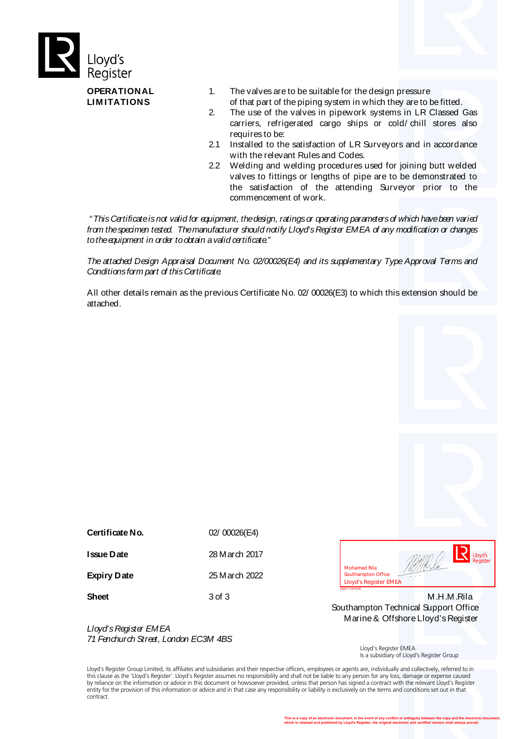Lloyd's Register

**OPERATIONAL LIMITATIONS**

1. The valves are to be suitable for the design pressure of that part of the piping system in which they are to be fitted.
2. The use of the valves in pipework systems in LR Classed Gas carriers, refrigerated cargo ships or cold/chill stores also requires to be:

   2.1 Installed to the satisfaction of LR Surveyors and in accordance with the relevant Rules and Codes.

   2.2 Welding and welding procedures used for joining butt welded valves to fittings or lengths of pipe are to be demonstrated to the satisfaction of the attending Surveyor prior to the commencement of work.

*"This Certificate is not valid for equipment, the design, ratings or operating parameters of which have been varied from the specimen tested. The manufacturer should notify Lloyd's Register EMEA of any modification or changes to the equipment in order to obtain a valid certificate."*

*The attached Design Appraisal Document No. 02/00026(E4) and its supplementary Type Approval Terms and Conditions form part of this Certificate.*

All other details remain as the previous Certificate No. 02/00026(E3) to which this extension should be attached.

| | |
|---|---|
| **Certificate No.** | 02/00026(E4) |
| **Issue Date** | 28 March 2017 |
| **Expiry Date** | 25 March 2022 |
| **Sheet** | 3 of 3 |

Mohamed Rila
Southampton Office
Lloyd's Register EMEA

M.H.M.Rila
Southampton Technical Support Office
Marine & Offshore Lloyd's Register

*Lloyd's Register EMEA*
*71 Fenchurch Street, London EC3M 4BS*

Lloyd's Register EMEA
Is a subsidiary of Lloyd's Register Group

Lloyd's Register Group Limited, its affiliates and subsidiaries and their respective officers, employees or agents are, individually and collectively, referred to in this clause as the 'Lloyd's Register'. Lloyd's Register assumes no responsibility and shall not be liable to any person for any loss, damage or expense caused by reliance on the information or advice in this document or howsoever provided, unless that person has signed a contract with the relevant Lloyd's Register entity for the provision of this information or advice and in that case any responsibility or liability is exclusively on the terms and conditions set out in that contract.

**This is a copy of an electronic document. In the event of any conflict or ambiguity between the copy and the electronic document, which is retained and published by Lloyd's Register, the original electronic and certified version shall always prevail.**